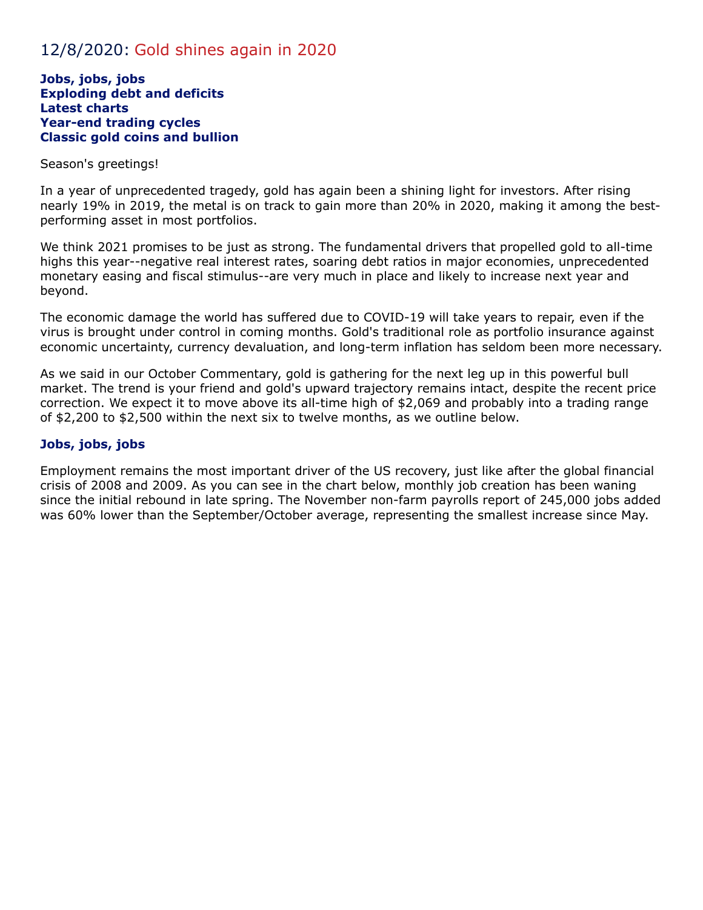## 12/8/2020: Gold shines again in 2020

**Jobs, jobs, jobs**
**Exploding debt and deficits**
**Latest charts**
**Year-end trading cycles**
**Classic gold coins and bullion**

Season's greetings!

In a year of unprecedented tragedy, gold has again been a shining light for investors. After rising nearly 19% in 2019, the metal is on track to gain more than 20% in 2020, making it among the best-performing asset in most portfolios.

We think 2021 promises to be just as strong. The fundamental drivers that propelled gold to all-time highs this year--negative real interest rates, soaring debt ratios in major economies, unprecedented monetary easing and fiscal stimulus--are very much in place and likely to increase next year and beyond.

The economic damage the world has suffered due to COVID-19 will take years to repair, even if the virus is brought under control in coming months. Gold's traditional role as portfolio insurance against economic uncertainty, currency devaluation, and long-term inflation has seldom been more necessary.

As we said in our October Commentary, gold is gathering for the next leg up in this powerful bull market. The trend is your friend and gold's upward trajectory remains intact, despite the recent price correction. We expect it to move above its all-time high of $2,069 and probably into a trading range of $2,200 to $2,500 within the next six to twelve months, as we outline below.

### Jobs, jobs, jobs

Employment remains the most important driver of the US recovery, just like after the global financial crisis of 2008 and 2009. As you can see in the chart below, monthly job creation has been waning since the initial rebound in late spring. The November non-farm payrolls report of 245,000 jobs added was 60% lower than the September/October average, representing the smallest increase since May.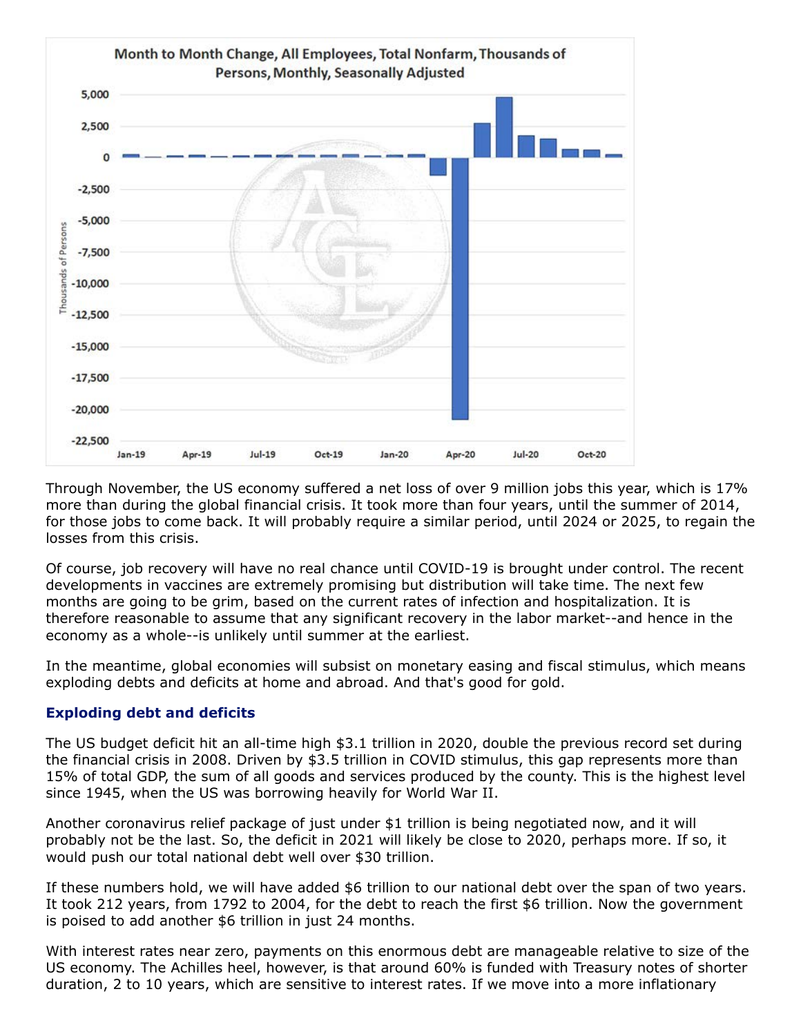Through November, the US economy suffered a net loss of over 9 million jobs this year, which is 17% more than during the global financial crisis. It took more than four years, until the summer of 2014, for those jobs to come back. It will probably require a similar period, until 2024 or 2025, to regain the losses from this crisis.

Of course, job recovery will have no real chance until COVID-19 is brought under control. The recent developments in vaccines are extremely promising but distribution will take time. The next few months are going to be grim, based on the current rates of infection and hospitalization. It is therefore reasonable to assume that any significant recovery in the labor market--and hence in the economy as a whole--is unlikely until summer at the earliest.

In the meantime, global economies will subsist on monetary easing and fiscal stimulus, which means exploding debts and deficits at home and abroad. And that's good for gold.

### Exploding debt and deficits

The US budget deficit hit an all-time high $3.1 trillion in 2020, double the previous record set during the financial crisis in 2008. Driven by $3.5 trillion in COVID stimulus, this gap represents more than 15% of total GDP, the sum of all goods and services produced by the county. This is the highest level since 1945, when the US was borrowing heavily for World War II.

Another coronavirus relief package of just under $1 trillion is being negotiated now, and it will probably not be the last. So, the deficit in 2021 will likely be close to 2020, perhaps more. If so, it would push our total national debt well over $30 trillion.

If these numbers hold, we will have added $6 trillion to our national debt over the span of two years. It took 212 years, from 1792 to 2004, for the debt to reach the first $6 trillion. Now the government is poised to add another $6 trillion in just 24 months.

With interest rates near zero, payments on this enormous debt are manageable relative to size of the US economy. The Achilles heel, however, is that around 60% is funded with Treasury notes of shorter duration, 2 to 10 years, which are sensitive to interest rates. If we move into a more inflationary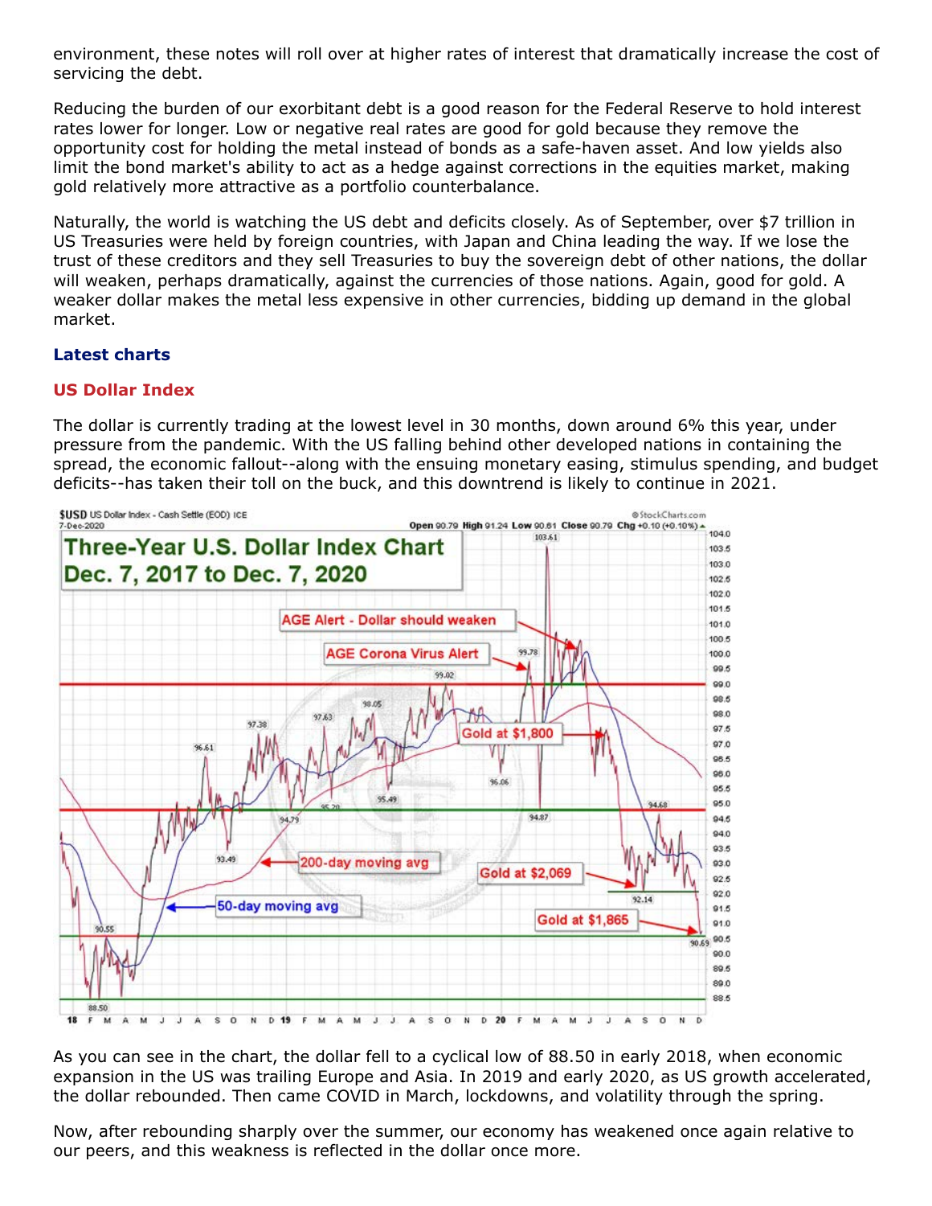environment, these notes will roll over at higher rates of interest that dramatically increase the cost of servicing the debt.

Reducing the burden of our exorbitant debt is a good reason for the Federal Reserve to hold interest rates lower for longer. Low or negative real rates are good for gold because they remove the opportunity cost for holding the metal instead of bonds as a safe-haven asset. And low yields also limit the bond market's ability to act as a hedge against corrections in the equities market, making gold relatively more attractive as a portfolio counterbalance.

Naturally, the world is watching the US debt and deficits closely. As of September, over $7 trillion in US Treasuries were held by foreign countries, with Japan and China leading the way. If we lose the trust of these creditors and they sell Treasuries to buy the sovereign debt of other nations, the dollar will weaken, perhaps dramatically, against the currencies of those nations. Again, good for gold. A weaker dollar makes the metal less expensive in other currencies, bidding up demand in the global market.

## Latest charts

### US Dollar Index

The dollar is currently trading at the lowest level in 30 months, down around 6% this year, under pressure from the pandemic. With the US falling behind other developed nations in containing the spread, the economic fallout--along with the ensuing monetary easing, stimulus spending, and budget deficits--has taken their toll on the buck, and this downtrend is likely to continue in 2021.

As you can see in the chart, the dollar fell to a cyclical low of 88.50 in early 2018, when economic expansion in the US was trailing Europe and Asia. In 2019 and early 2020, as US growth accelerated, the dollar rebounded. Then came COVID in March, lockdowns, and volatility through the spring.

Now, after rebounding sharply over the summer, our economy has weakened once again relative to our peers, and this weakness is reflected in the dollar once more.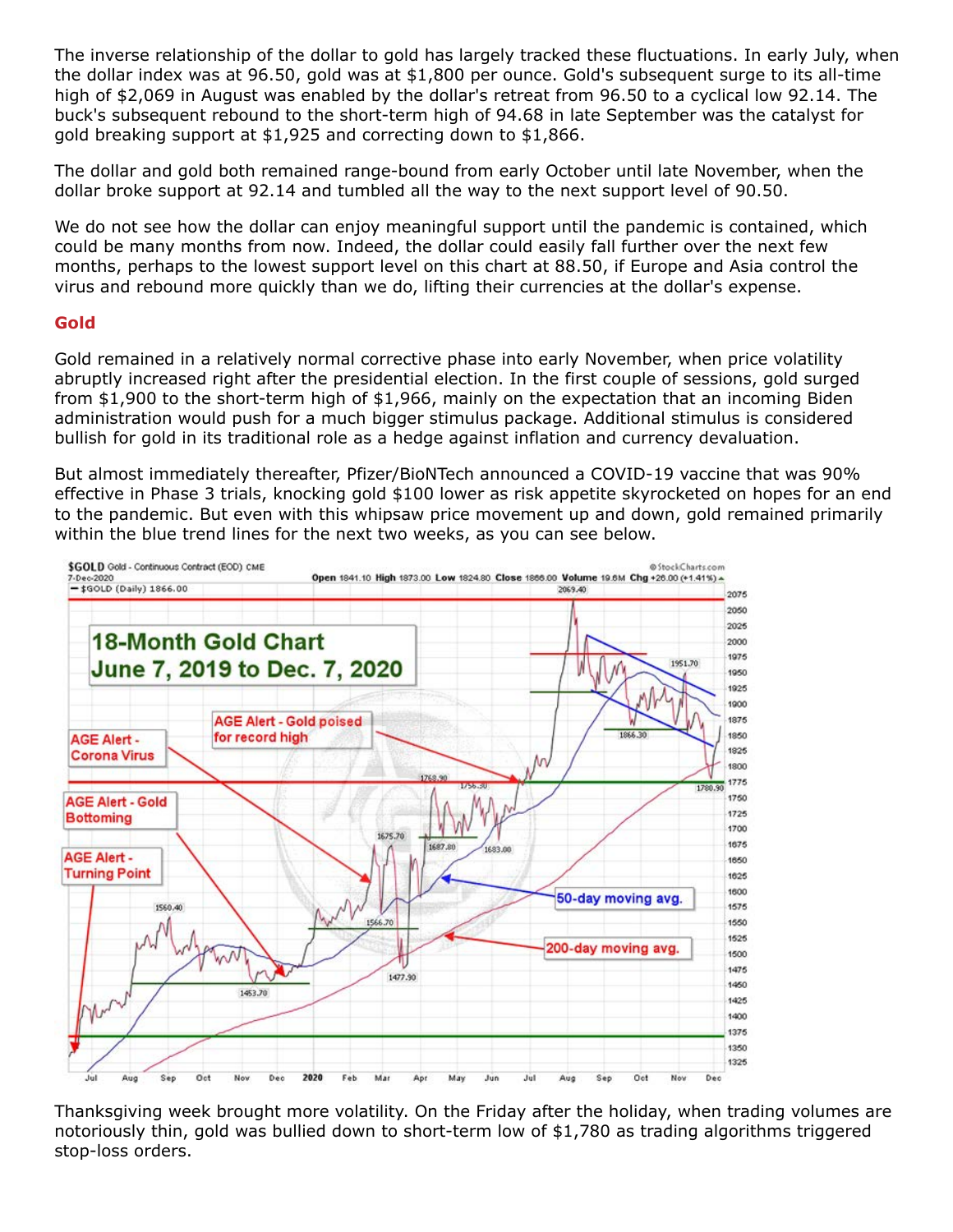The inverse relationship of the dollar to gold has largely tracked these fluctuations. In early July, when the dollar index was at 96.50, gold was at $1,800 per ounce. Gold's subsequent surge to its all-time high of $2,069 in August was enabled by the dollar's retreat from 96.50 to a cyclical low 92.14. The buck's subsequent rebound to the short-term high of 94.68 in late September was the catalyst for gold breaking support at $1,925 and correcting down to $1,866.

The dollar and gold both remained range-bound from early October until late November, when the dollar broke support at 92.14 and tumbled all the way to the next support level of 90.50.

We do not see how the dollar can enjoy meaningful support until the pandemic is contained, which could be many months from now. Indeed, the dollar could easily fall further over the next few months, perhaps to the lowest support level on this chart at 88.50, if Europe and Asia control the virus and rebound more quickly than we do, lifting their currencies at the dollar's expense.

## Gold

Gold remained in a relatively normal corrective phase into early November, when price volatility abruptly increased right after the presidential election. In the first couple of sessions, gold surged from $1,900 to the short-term high of $1,966, mainly on the expectation that an incoming Biden administration would push for a much bigger stimulus package. Additional stimulus is considered bullish for gold in its traditional role as a hedge against inflation and currency devaluation.

But almost immediately thereafter, Pfizer/BioNTech announced a COVID-19 vaccine that was 90% effective in Phase 3 trials, knocking gold $100 lower as risk appetite skyrocketed on hopes for an end to the pandemic. But even with this whipsaw price movement up and down, gold remained primarily within the blue trend lines for the next two weeks, as you can see below.

Thanksgiving week brought more volatility. On the Friday after the holiday, when trading volumes are notoriously thin, gold was bullied down to short-term low of $1,780 as trading algorithms triggered stop-loss orders.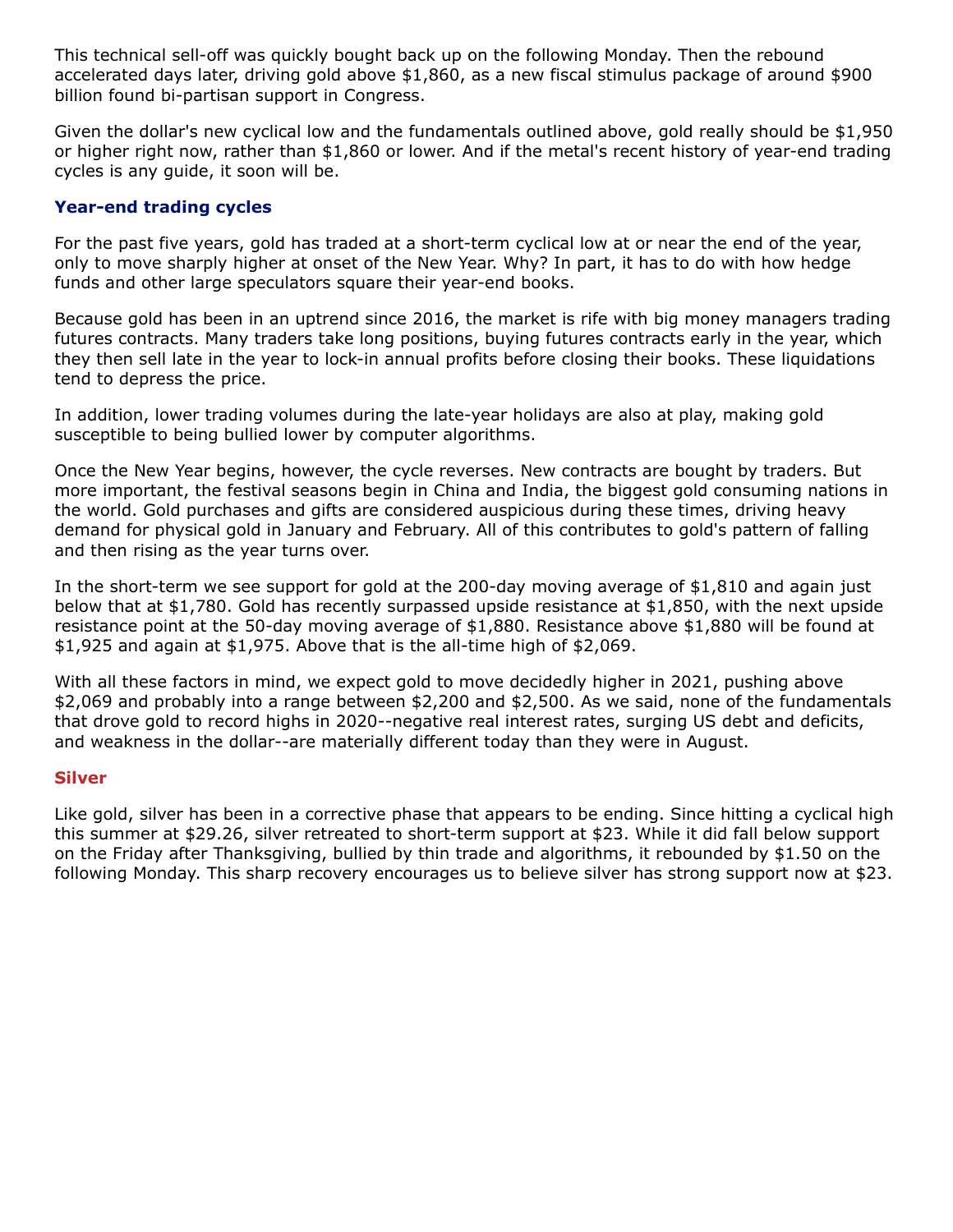This technical sell-off was quickly bought back up on the following Monday. Then the rebound accelerated days later, driving gold above $1,860, as a new fiscal stimulus package of around $900 billion found bi-partisan support in Congress.

Given the dollar's new cyclical low and the fundamentals outlined above, gold really should be $1,950 or higher right now, rather than $1,860 or lower. And if the metal's recent history of year-end trading cycles is any guide, it soon will be.

### Year-end trading cycles

For the past five years, gold has traded at a short-term cyclical low at or near the end of the year, only to move sharply higher at onset of the New Year. Why? In part, it has to do with how hedge funds and other large speculators square their year-end books.

Because gold has been in an uptrend since 2016, the market is rife with big money managers trading futures contracts. Many traders take long positions, buying futures contracts early in the year, which they then sell late in the year to lock-in annual profits before closing their books. These liquidations tend to depress the price.

In addition, lower trading volumes during the late-year holidays are also at play, making gold susceptible to being bullied lower by computer algorithms.

Once the New Year begins, however, the cycle reverses. New contracts are bought by traders. But more important, the festival seasons begin in China and India, the biggest gold consuming nations in the world. Gold purchases and gifts are considered auspicious during these times, driving heavy demand for physical gold in January and February. All of this contributes to gold's pattern of falling and then rising as the year turns over.

In the short-term we see support for gold at the 200-day moving average of $1,810 and again just below that at $1,780. Gold has recently surpassed upside resistance at $1,850, with the next upside resistance point at the 50-day moving average of $1,880. Resistance above $1,880 will be found at $1,925 and again at $1,975. Above that is the all-time high of $2,069.

With all these factors in mind, we expect gold to move decidedly higher in 2021, pushing above $2,069 and probably into a range between $2,200 and $2,500. As we said, none of the fundamentals that drove gold to record highs in 2020--negative real interest rates, surging US debt and deficits, and weakness in the dollar--are materially different today than they were in August.

### Silver

Like gold, silver has been in a corrective phase that appears to be ending. Since hitting a cyclical high this summer at $29.26, silver retreated to short-term support at $23. While it did fall below support on the Friday after Thanksgiving, bullied by thin trade and algorithms, it rebounded by $1.50 on the following Monday. This sharp recovery encourages us to believe silver has strong support now at $23.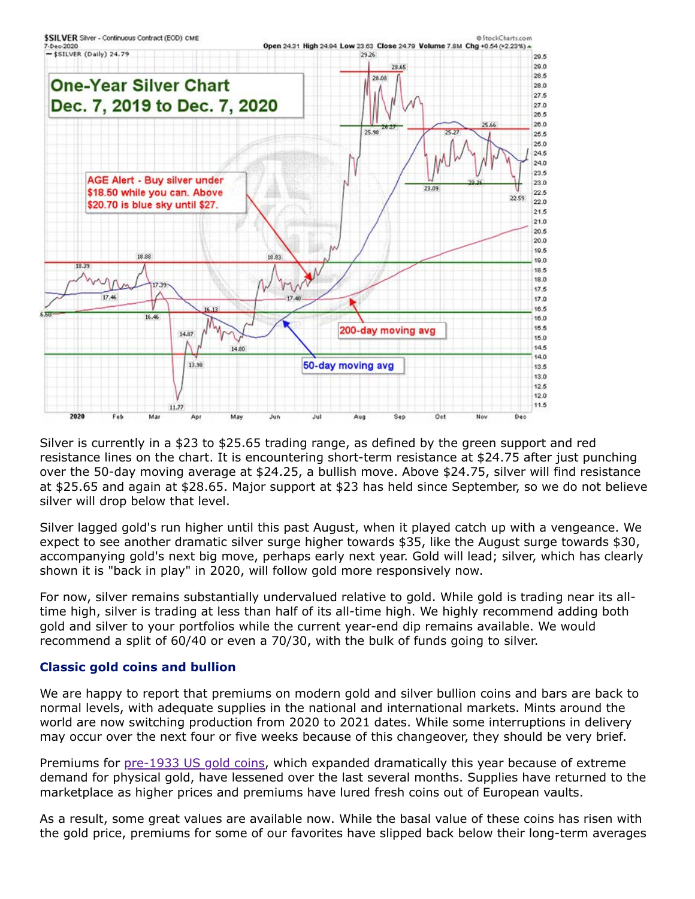Silver is currently in a $23 to $25.65 trading range, as defined by the green support and red resistance lines on the chart. It is encountering short-term resistance at $24.75 after just punching over the 50-day moving average at $24.25, a bullish move. Above $24.75, silver will find resistance at $25.65 and again at $28.65. Major support at $23 has held since September, so we do not believe silver will drop below that level.

Silver lagged gold's run higher until this past August, when it played catch up with a vengeance. We expect to see another dramatic silver surge higher towards $35, like the August surge towards $30, accompanying gold's next big move, perhaps early next year. Gold will lead; silver, which has clearly shown it is "back in play" in 2020, will follow gold more responsively now.

For now, silver remains substantially undervalued relative to gold. While gold is trading near its all-time high, silver is trading at less than half of its all-time high. We highly recommend adding both gold and silver to your portfolios while the current year-end dip remains available. We would recommend a split of 60/40 or even a 70/30, with the bulk of funds going to silver.

### Classic gold coins and bullion

We are happy to report that premiums on modern gold and silver bullion coins and bars are back to normal levels, with adequate supplies in the national and international markets. Mints around the world are now switching production from 2020 to 2021 dates. While some interruptions in delivery may occur over the next four or five weeks because of this changeover, they should be very brief.

Premiums for pre-1933 US gold coins, which expanded dramatically this year because of extreme demand for physical gold, have lessened over the last several months. Supplies have returned to the marketplace as higher prices and premiums have lured fresh coins out of European vaults.

As a result, some great values are available now. While the basal value of these coins has risen with the gold price, premiums for some of our favorites have slipped back below their long-term averages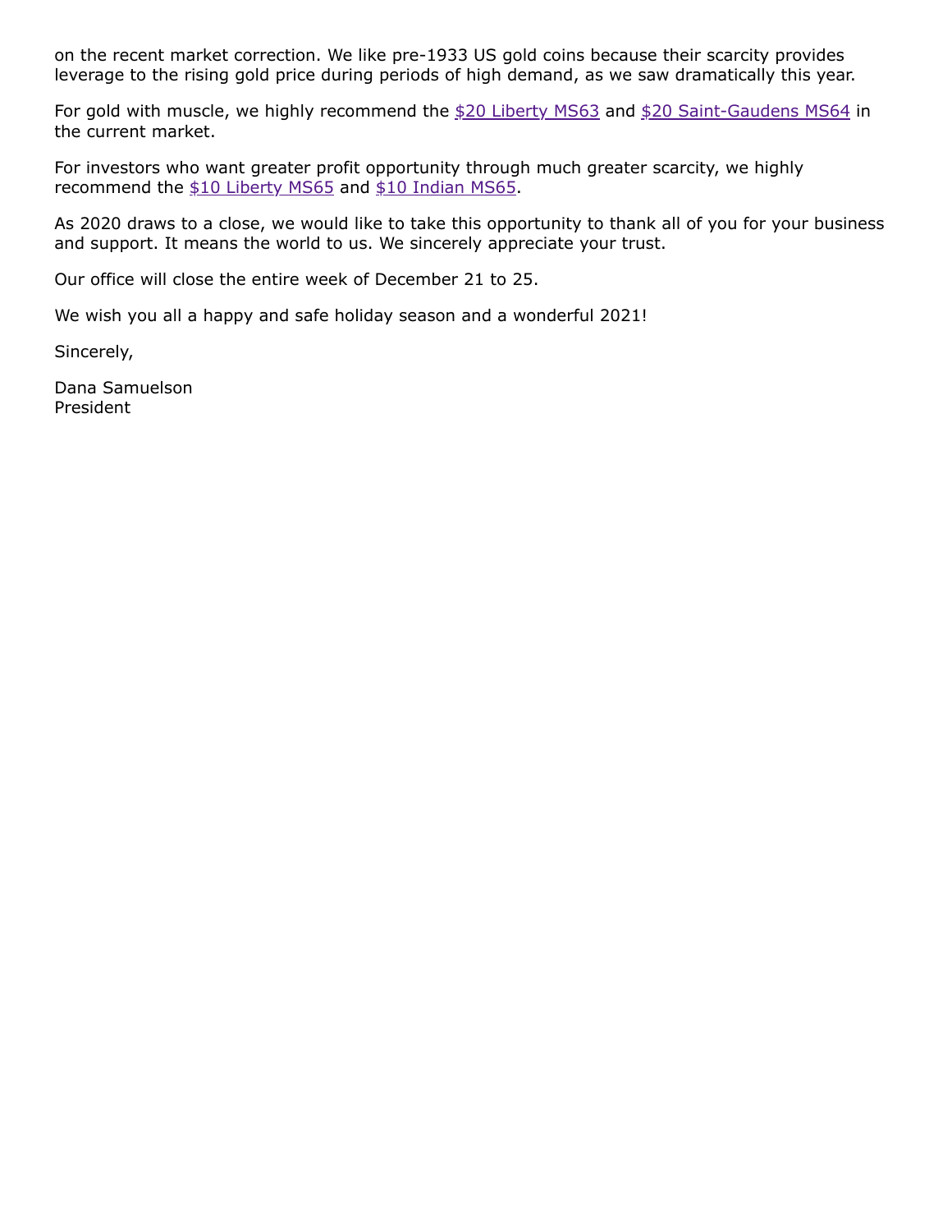on the recent market correction. We like pre-1933 US gold coins because their scarcity provides leverage to the rising gold price during periods of high demand, as we saw dramatically this year.

For gold with muscle, we highly recommend the $20 Liberty MS63 and $20 Saint-Gaudens MS64 in the current market.

For investors who want greater profit opportunity through much greater scarcity, we highly recommend the $10 Liberty MS65 and $10 Indian MS65.

As 2020 draws to a close, we would like to take this opportunity to thank all of you for your business and support. It means the world to us. We sincerely appreciate your trust.

Our office will close the entire week of December 21 to 25.

We wish you all a happy and safe holiday season and a wonderful 2021!

Sincerely,

Dana Samuelson
President